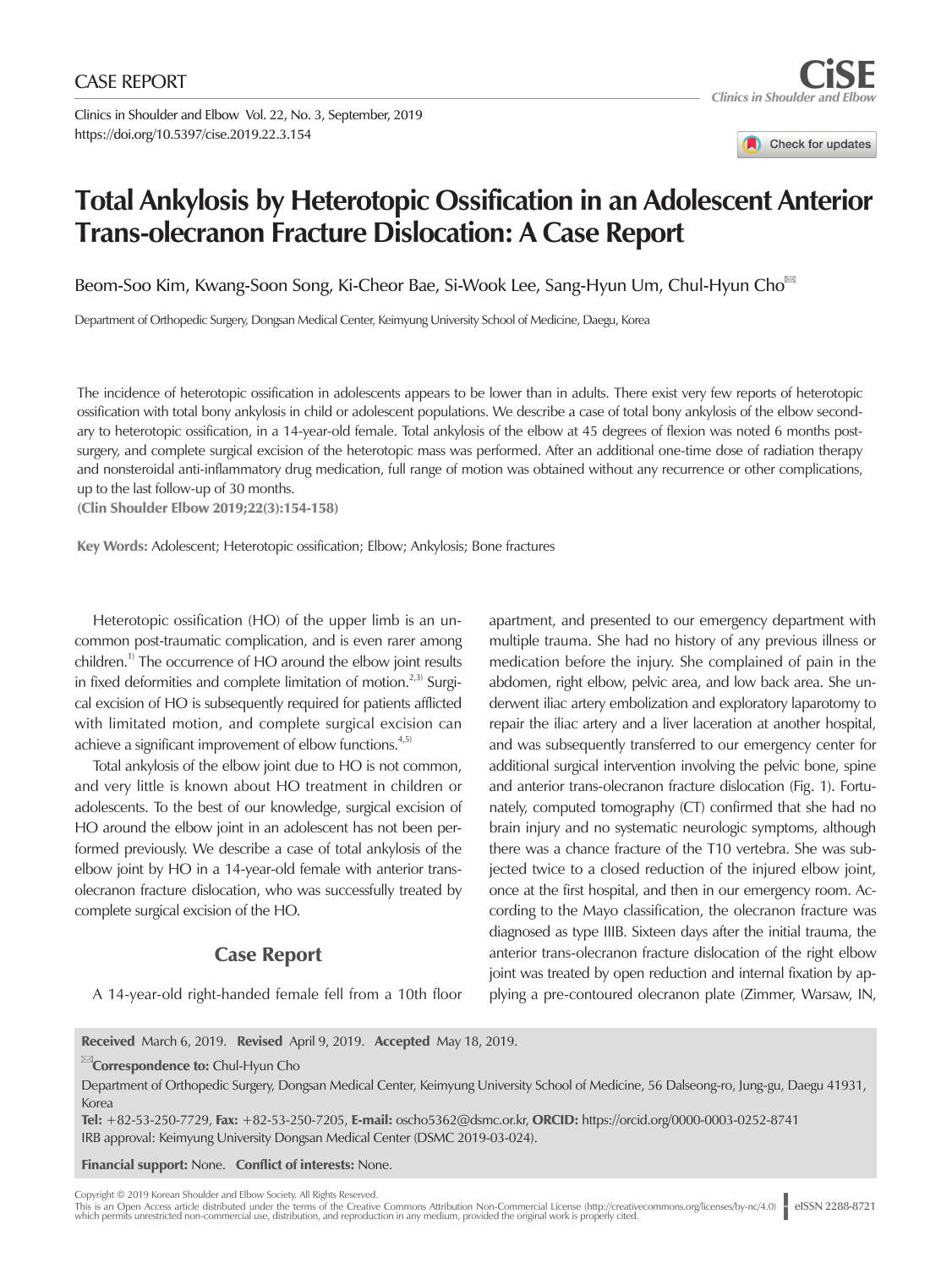CASE REPORT

Clinics in Shoulder and Elbow Vol. 22, No. 3, September, 2019
https://doi.org/10.5397/cise.2019.22.3.154

# Total Ankylosis by Heterotopic Ossification in an Adolescent Anterior Trans-olecranon Fracture Dislocation: A Case Report

Beom-Soo Kim, Kwang-Soon Song, Ki-Cheor Bae, Si-Wook Lee, Sang-Hyun Um, Chul-Hyun Cho

Department of Orthopedic Surgery, Dongsan Medical Center, Keimyung University School of Medicine, Daegu, Korea

The incidence of heterotopic ossification in adolescents appears to be lower than in adults. There exist very few reports of heterotopic ossification with total bony ankylosis in child or adolescent populations. We describe a case of total bony ankylosis of the elbow secondary to heterotopic ossification, in a 14-year-old female. Total ankylosis of the elbow at 45 degrees of flexion was noted 6 months post-surgery, and complete surgical excision of the heterotopic mass was performed. After an additional one-time dose of radiation therapy and nonsteroidal anti-inflammatory drug medication, full range of motion was obtained without any recurrence or other complications, up to the last follow-up of 30 months.

**(Clin Shoulder Elbow 2019;22(3):154-158)**

**Key Words:** Adolescent; Heterotopic ossification; Elbow; Ankylosis; Bone fractures

Heterotopic ossification (HO) of the upper limb is an uncommon post-traumatic complication, and is even rarer among children.[1] The occurrence of HO around the elbow joint results in fixed deformities and complete limitation of motion.[2,3] Surgical excision of HO is subsequently required for patients afflicted with limitated motion, and complete surgical excision can achieve a significant improvement of elbow functions.[4,5]

Total ankylosis of the elbow joint due to HO is not common, and very little is known about HO treatment in children or adolescents. To the best of our knowledge, surgical excision of HO around the elbow joint in an adolescent has not been performed previously. We describe a case of total ankylosis of the elbow joint by HO in a 14-year-old female with anterior trans-olecranon fracture dislocation, who was successfully treated by complete surgical excision of the HO.

## Case Report

A 14-year-old right-handed female fell from a 10th floor apartment, and presented to our emergency department with multiple trauma. She had no history of any previous illness or medication before the injury. She complained of pain in the abdomen, right elbow, pelvic area, and low back area. She underwent iliac artery embolization and exploratory laparotomy to repair the iliac artery and a liver laceration at another hospital, and was subsequently transferred to our emergency center for additional surgical intervention involving the pelvic bone, spine and anterior trans-olecranon fracture dislocation (Fig. 1). Fortunately, computed tomography (CT) confirmed that she had no brain injury and no systematic neurologic symptoms, although there was a chance fracture of the T10 vertebra. She was subjected twice to a closed reduction of the injured elbow joint, once at the first hospital, and then in our emergency room. According to the Mayo classification, the olecranon fracture was diagnosed as type IIIB. Sixteen days after the initial trauma, the anterior trans-olecranon fracture dislocation of the right elbow joint was treated by open reduction and internal fixation by applying a pre-contoured olecranon plate (Zimmer, Warsaw, IN,

**Received** March 6, 2019. **Revised** April 9, 2019. **Accepted** May 18, 2019.

**Correspondence to:** Chul-Hyun Cho

Department of Orthopedic Surgery, Dongsan Medical Center, Keimyung University School of Medicine, 56 Dalseong-ro, Jung-gu, Daegu 41931, Korea

**Tel:** +82-53-250-7729, **Fax:** +82-53-250-7205, **E-mail:** oscho5362@dsmc.or.kr, **ORCID:** https://orcid.org/0000-0003-0252-8741

IRB approval: Keimyung University Dongsan Medical Center (DSMC 2019-03-024).

**Financial support:** None. **Conflict of interests:** None.

Copyright © 2019 Korean Shoulder and Elbow Society. All Rights Reserved.
This is an Open Access article distributed under the terms of the Creative Commons Attribution Non-Commercial License (http://creativecommons.org/licenses/by-nc/4.0) which permits unrestricted non-commercial use, distribution, and reproduction in any medium, provided the original work is properly cited.

eISSN 2288-8721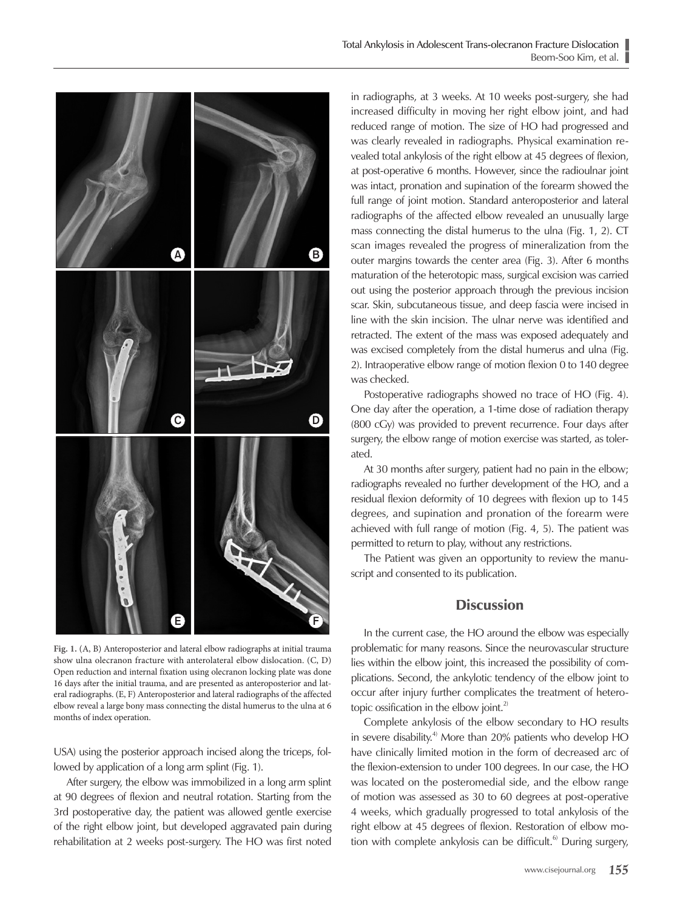Fig. 1. (A, B) Anteroposterior and lateral elbow radiographs at initial trauma show ulna olecranon fracture with anterolateral elbow dislocation. (C, D) Open reduction and internal fixation using olecranon locking plate was done 16 days after the initial trauma, and are presented as anteroposterior and lateral radiographs. (E, F) Anteroposterior and lateral radiographs of the affected elbow reveal a large bony mass connecting the distal humerus to the ulna at 6 months of index operation.

USA) using the posterior approach incised along the triceps, followed by application of a long arm splint (Fig. 1).

After surgery, the elbow was immobilized in a long arm splint at 90 degrees of flexion and neutral rotation. Starting from the 3rd postoperative day, the patient was allowed gentle exercise of the right elbow joint, but developed aggravated pain during rehabilitation at 2 weeks post-surgery. The HO was first noted in radiographs, at 3 weeks. At 10 weeks post-surgery, she had increased difficulty in moving her right elbow joint, and had reduced range of motion. The size of HO had progressed and was clearly revealed in radiographs. Physical examination revealed total ankylosis of the right elbow at 45 degrees of flexion, at post-operative 6 months. However, since the radioulnar joint was intact, pronation and supination of the forearm showed the full range of joint motion. Standard anteroposterior and lateral radiographs of the affected elbow revealed an unusually large mass connecting the distal humerus to the ulna (Fig. 1, 2). CT scan images revealed the progress of mineralization from the outer margins towards the center area (Fig. 3). After 6 months maturation of the heterotopic mass, surgical excision was carried out using the posterior approach through the previous incision scar. Skin, subcutaneous tissue, and deep fascia were incised in line with the skin incision. The ulnar nerve was identified and retracted. The extent of the mass was exposed adequately and was excised completely from the distal humerus and ulna (Fig. 2). Intraoperative elbow range of motion flexion 0 to 140 degree was checked.

Postoperative radiographs showed no trace of HO (Fig. 4). One day after the operation, a 1-time dose of radiation therapy (800 cGy) was provided to prevent recurrence. Four days after surgery, the elbow range of motion exercise was started, as tolerated.

At 30 months after surgery, patient had no pain in the elbow; radiographs revealed no further development of the HO, and a residual flexion deformity of 10 degrees with flexion up to 145 degrees, and supination and pronation of the forearm were achieved with full range of motion (Fig. 4, 5). The patient was permitted to return to play, without any restrictions.

The Patient was given an opportunity to review the manuscript and consented to its publication.

## Discussion

In the current case, the HO around the elbow was especially problematic for many reasons. Since the neurovascular structure lies within the elbow joint, this increased the possibility of complications. Second, the ankylotic tendency of the elbow joint to occur after injury further complicates the treatment of heterotopic ossification in the elbow joint.[2]

Complete ankylosis of the elbow secondary to HO results in severe disability.[4] More than 20% patients who develop HO have clinically limited motion in the form of decreased arc of the flexion-extension to under 100 degrees. In our case, the HO was located on the posteromedial side, and the elbow range of motion was assessed as 30 to 60 degrees at post-operative 4 weeks, which gradually progressed to total ankylosis of the right elbow at 45 degrees of flexion. Restoration of elbow motion with complete ankylosis can be difficult.[6] During surgery,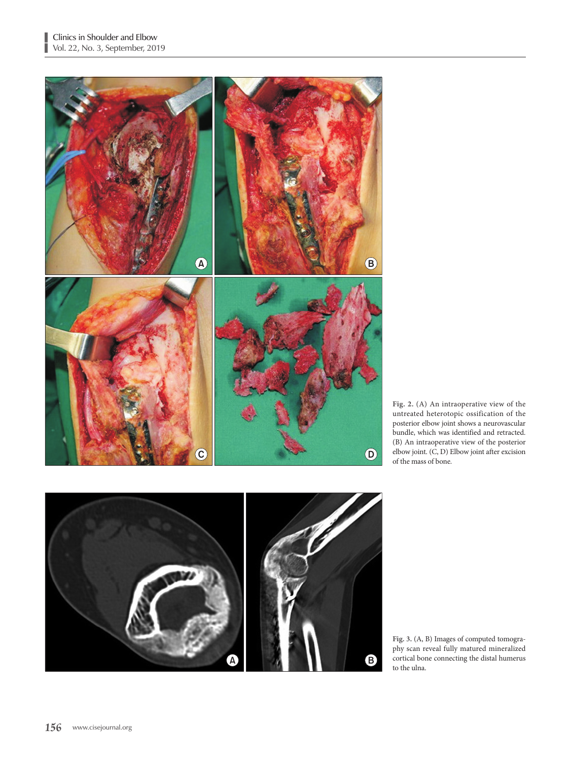**Fig. 2.** (A) An intraoperative view of the untreated heterotopic ossification of the posterior elbow joint shows a neurovascular bundle, which was identified and retracted. (B) An intraoperative view of the posterior elbow joint. (C, D) Elbow joint after excision of the mass of bone.

**Fig. 3.** (A, B) Images of computed tomography scan reveal fully matured mineralized cortical bone connecting the distal humerus to the ulna.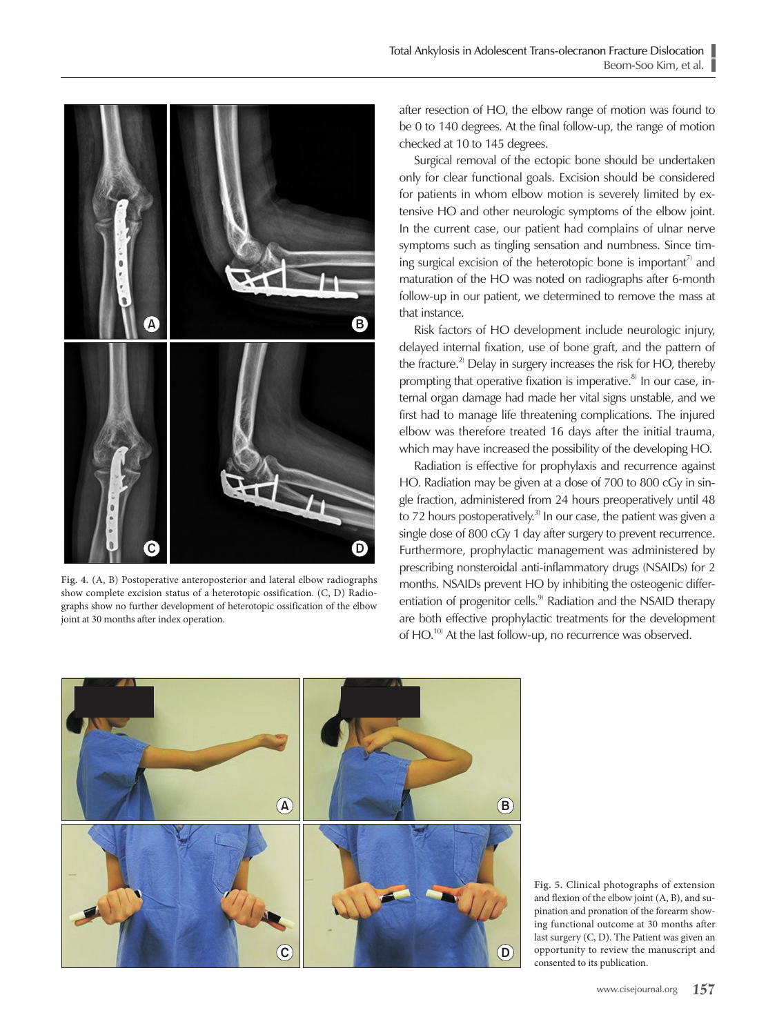after resection of HO, the elbow range of motion was found to be 0 to 140 degrees. At the final follow-up, the range of motion checked at 10 to 145 degrees.

Surgical removal of the ectopic bone should be undertaken only for clear functional goals. Excision should be considered for patients in whom elbow motion is severely limited by extensive HO and other neurologic symptoms of the elbow joint. In the current case, our patient had complains of ulnar nerve symptoms such as tingling sensation and numbness. Since timing surgical excision of the heterotopic bone is important[7] and maturation of the HO was noted on radiographs after 6-month follow-up in our patient, we determined to remove the mass at that instance.

Risk factors of HO development include neurologic injury, delayed internal fixation, use of bone graft, and the pattern of the fracture.[2] Delay in surgery increases the risk for HO, thereby prompting that operative fixation is imperative.[8] In our case, internal organ damage had made her vital signs unstable, and we first had to manage life threatening complications. The injured elbow was therefore treated 16 days after the initial trauma, which may have increased the possibility of the developing HO.

Radiation is effective for prophylaxis and recurrence against HO. Radiation may be given at a dose of 700 to 800 cGy in single fraction, administered from 24 hours preoperatively until 48 to 72 hours postoperatively.[3] In our case, the patient was given a single dose of 800 cGy 1 day after surgery to prevent recurrence. Furthermore, prophylactic management was administered by prescribing nonsteroidal anti-inflammatory drugs (NSAIDs) for 2 months. NSAIDs prevent HO by inhibiting the osteogenic differentiation of progenitor cells.[9] Radiation and the NSAID therapy are both effective prophylactic treatments for the development of HO.[10] At the last follow-up, no recurrence was observed.

**Fig. 4.** (A, B) Postoperative anteroposterior and lateral elbow radiographs show complete excision status of a heterotopic ossification. (C, D) Radiographs show no further development of heterotopic ossification of the elbow joint at 30 months after index operation.

**Fig. 5.** Clinical photographs of extension and flexion of the elbow joint (A, B), and supination and pronation of the forearm showing functional outcome at 30 months after last surgery (C, D). The Patient was given an opportunity to review the manuscript and consented to its publication.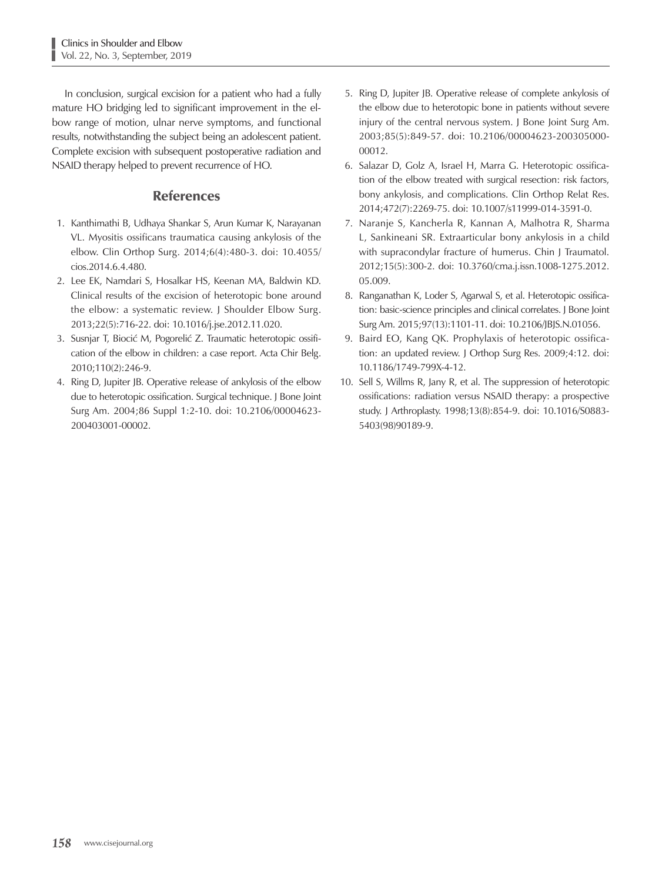In conclusion, surgical excision for a patient who had a fully mature HO bridging led to significant improvement in the elbow range of motion, ulnar nerve symptoms, and functional results, notwithstanding the subject being an adolescent patient. Complete excision with subsequent postoperative radiation and NSAID therapy helped to prevent recurrence of HO.

## References

1. Kanthimathi B, Udhaya Shankar S, Arun Kumar K, Narayanan VL. Myositis ossificans traumatica causing ankylosis of the elbow. Clin Orthop Surg. 2014;6(4):480-3. doi: 10.4055/cios.2014.6.4.480.
2. Lee EK, Namdari S, Hosalkar HS, Keenan MA, Baldwin KD. Clinical results of the excision of heterotopic bone around the elbow: a systematic review. J Shoulder Elbow Surg. 2013;22(5):716-22. doi: 10.1016/j.jse.2012.11.020.
3. Susnjar T, Biocić M, Pogorelić Z. Traumatic heterotopic ossification of the elbow in children: a case report. Acta Chir Belg. 2010;110(2):246-9.
4. Ring D, Jupiter JB. Operative release of ankylosis of the elbow due to heterotopic ossification. Surgical technique. J Bone Joint Surg Am. 2004;86 Suppl 1:2-10. doi: 10.2106/00004623-200403001-00002.
5. Ring D, Jupiter JB. Operative release of complete ankylosis of the elbow due to heterotopic bone in patients without severe injury of the central nervous system. J Bone Joint Surg Am. 2003;85(5):849-57. doi: 10.2106/00004623-200305000-00012.
6. Salazar D, Golz A, Israel H, Marra G. Heterotopic ossification of the elbow treated with surgical resection: risk factors, bony ankylosis, and complications. Clin Orthop Relat Res. 2014;472(7):2269-75. doi: 10.1007/s11999-014-3591-0.
7. Naranje S, Kancherla R, Kannan A, Malhotra R, Sharma L, Sankineani SR. Extraarticular bony ankylosis in a child with supracondylar fracture of humerus. Chin J Traumatol. 2012;15(5):300-2. doi: 10.3760/cma.j.issn.1008-1275.2012.05.009.
8. Ranganathan K, Loder S, Agarwal S, et al. Heterotopic ossification: basic-science principles and clinical correlates. J Bone Joint Surg Am. 2015;97(13):1101-11. doi: 10.2106/JBJS.N.01056.
9. Baird EO, Kang QK. Prophylaxis of heterotopic ossification: an updated review. J Orthop Surg Res. 2009;4:12. doi: 10.1186/1749-799X-4-12.
10. Sell S, Willms R, Jany R, et al. The suppression of heterotopic ossifications: radiation versus NSAID therapy: a prospective study. J Arthroplasty. 1998;13(8):854-9. doi: 10.1016/S0883-5403(98)90189-9.